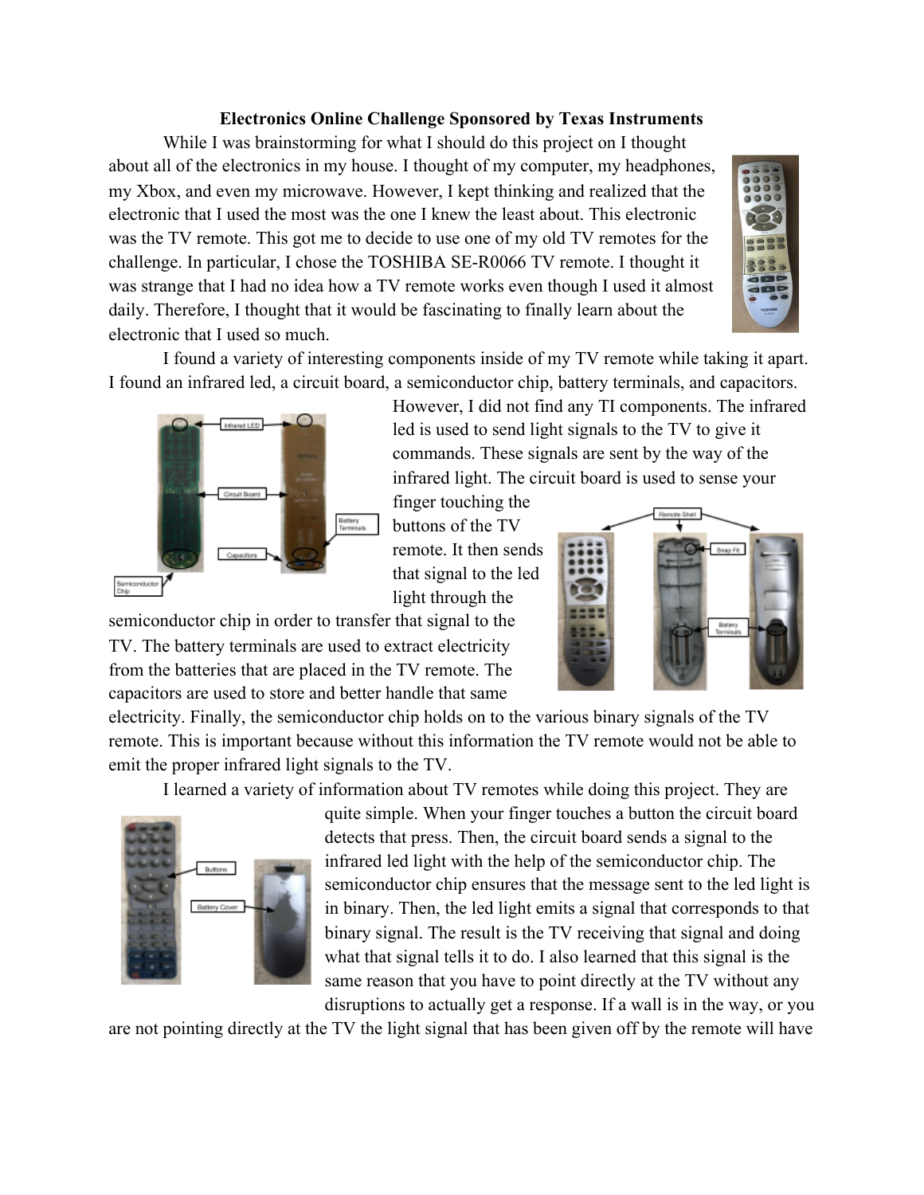**Electronics Online Challenge Sponsored by Texas Instruments**

While I was brainstorming for what I should do this project on I thought about all of the electronics in my house. I thought of my computer, my headphones, my Xbox, and even my microwave. However, I kept thinking and realized that the electronic that I used the most was the one I knew the least about. This electronic was the TV remote. This got me to decide to use one of my old TV remotes for the challenge. In particular, I chose the TOSHIBA SE-R0066 TV remote. I thought it was strange that I had no idea how a TV remote works even though I used it almost daily. Therefore, I thought that it would be fascinating to finally learn about the electronic that I used so much.

I found a variety of interesting components inside of my TV remote while taking it apart. I found an infrared led, a circuit board, a semiconductor chip, battery terminals, and capacitors. However, I did not find any TI components. The infrared led is used to send light signals to the TV to give it commands. These signals are sent by the way of the infrared light. The circuit board is used to sense your finger touching the buttons of the TV remote. It then sends that signal to the led light through the semiconductor chip in order to transfer that signal to the TV. The battery terminals are used to extract electricity from the batteries that are placed in the TV remote. The capacitors are used to store and better handle that same electricity. Finally, the semiconductor chip holds on to the various binary signals of the TV remote. This is important because without this information the TV remote would not be able to emit the proper infrared light signals to the TV.

I learned a variety of information about TV remotes while doing this project. They are quite simple. When your finger touches a button the circuit board detects that press. Then, the circuit board sends a signal to the infrared led light with the help of the semiconductor chip. The semiconductor chip ensures that the message sent to the led light is in binary. Then, the led light emits a signal that corresponds to that binary signal. The result is the TV receiving that signal and doing what that signal tells it to do. I also learned that this signal is the same reason that you have to point directly at the TV without any disruptions to actually get a response. If a wall is in the way, or you are not pointing directly at the TV the light signal that has been given off by the remote will have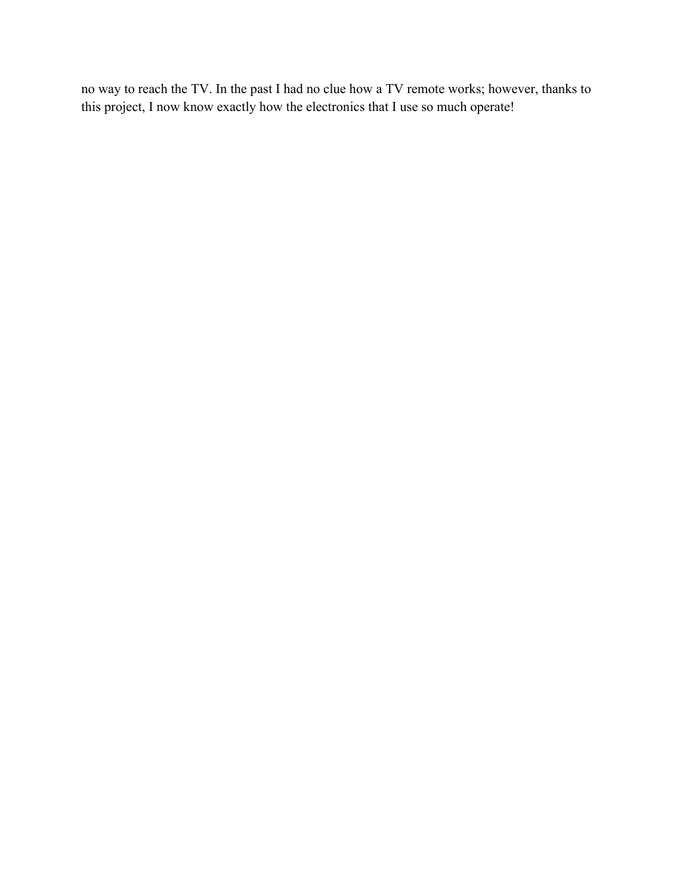no way to reach the TV. In the past I had no clue how a TV remote works; however, thanks to this project, I now know exactly how the electronics that I use so much operate!